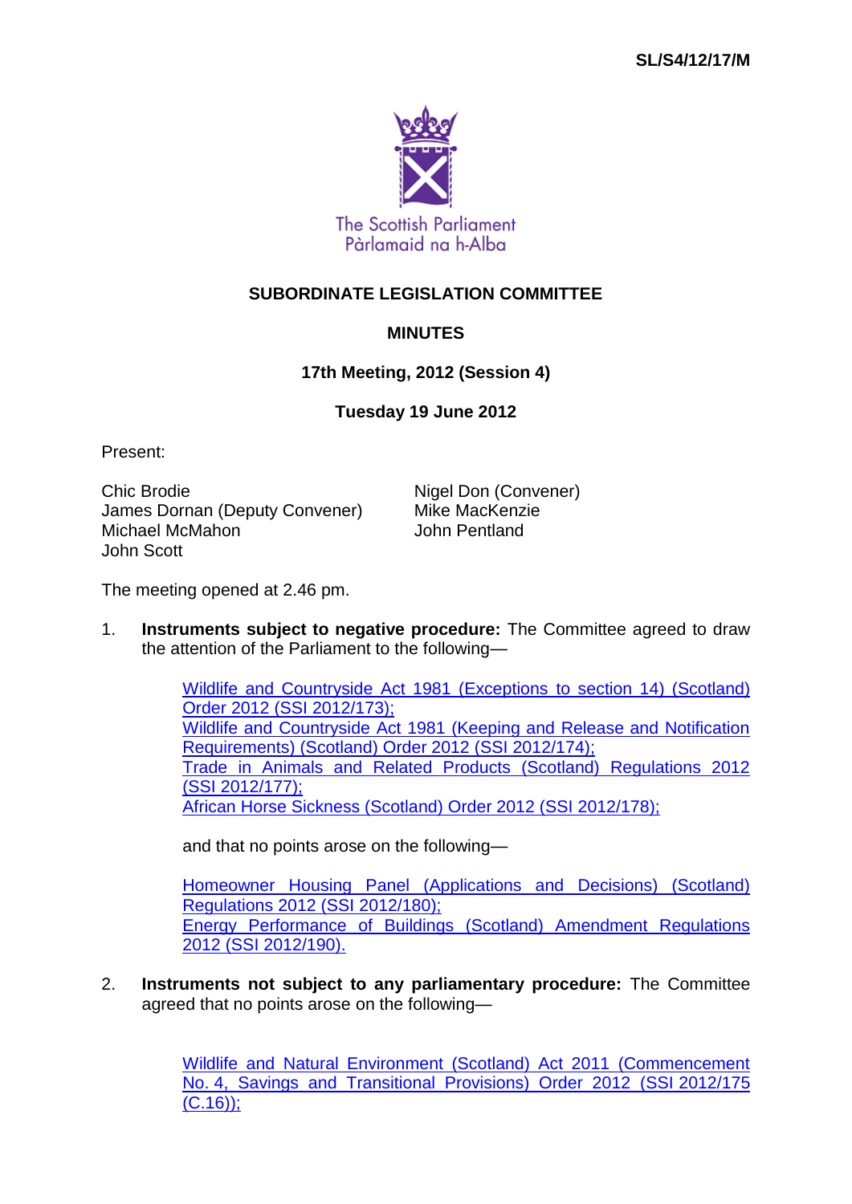SL/S4/12/17/M

The Scottish Parliament
Pàrlamaid na h-Alba

# SUBORDINATE LEGISLATION COMMITTEE

## MINUTES

### 17th Meeting, 2012 (Session 4)

### Tuesday 19 June 2012

Present:

Chic Brodie
James Dornan (Deputy Convener)
Michael McMahon
John Scott
Nigel Don (Convener)
Mike MacKenzie
John Pentland

The meeting opened at 2.46 pm.

1. **Instruments subject to negative procedure:** The Committee agreed to draw the attention of the Parliament to the following—

   Wildlife and Countryside Act 1981 (Exceptions to section 14) (Scotland) Order 2012 (SSI 2012/173);
   Wildlife and Countryside Act 1981 (Keeping and Release and Notification Requirements) (Scotland) Order 2012 (SSI 2012/174);
   Trade in Animals and Related Products (Scotland) Regulations 2012 (SSI 2012/177);
   African Horse Sickness (Scotland) Order 2012 (SSI 2012/178);

   and that no points arose on the following—

   Homeowner Housing Panel (Applications and Decisions) (Scotland) Regulations 2012 (SSI 2012/180);
   Energy Performance of Buildings (Scotland) Amendment Regulations 2012 (SSI 2012/190).

2. **Instruments not subject to any parliamentary procedure:** The Committee agreed that no points arose on the following—

   Wildlife and Natural Environment (Scotland) Act 2011 (Commencement No. 4, Savings and Transitional Provisions) Order 2012 (SSI 2012/175 (C.16));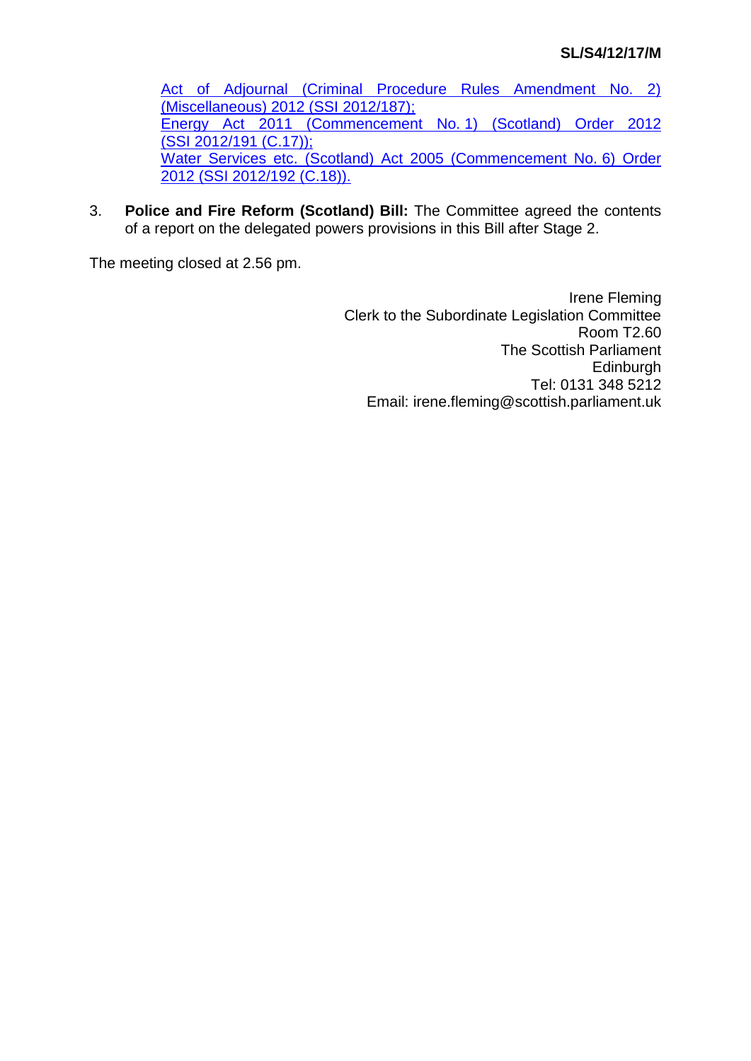Act of Adjournal (Criminal Procedure Rules Amendment No. 2) (Miscellaneous) 2012 (SSI 2012/187);
Energy Act 2011 (Commencement No. 1) (Scotland) Order 2012 (SSI 2012/191 (C.17));
Water Services etc. (Scotland) Act 2005 (Commencement No. 6) Order 2012 (SSI 2012/192 (C.18)).

3. **Police and Fire Reform (Scotland) Bill:** The Committee agreed the contents of a report on the delegated powers provisions in this Bill after Stage 2.

The meeting closed at 2.56 pm.

Irene Fleming
Clerk to the Subordinate Legislation Committee
Room T2.60
The Scottish Parliament
Edinburgh
Tel: 0131 348 5212
Email: irene.fleming@scottish.parliament.uk